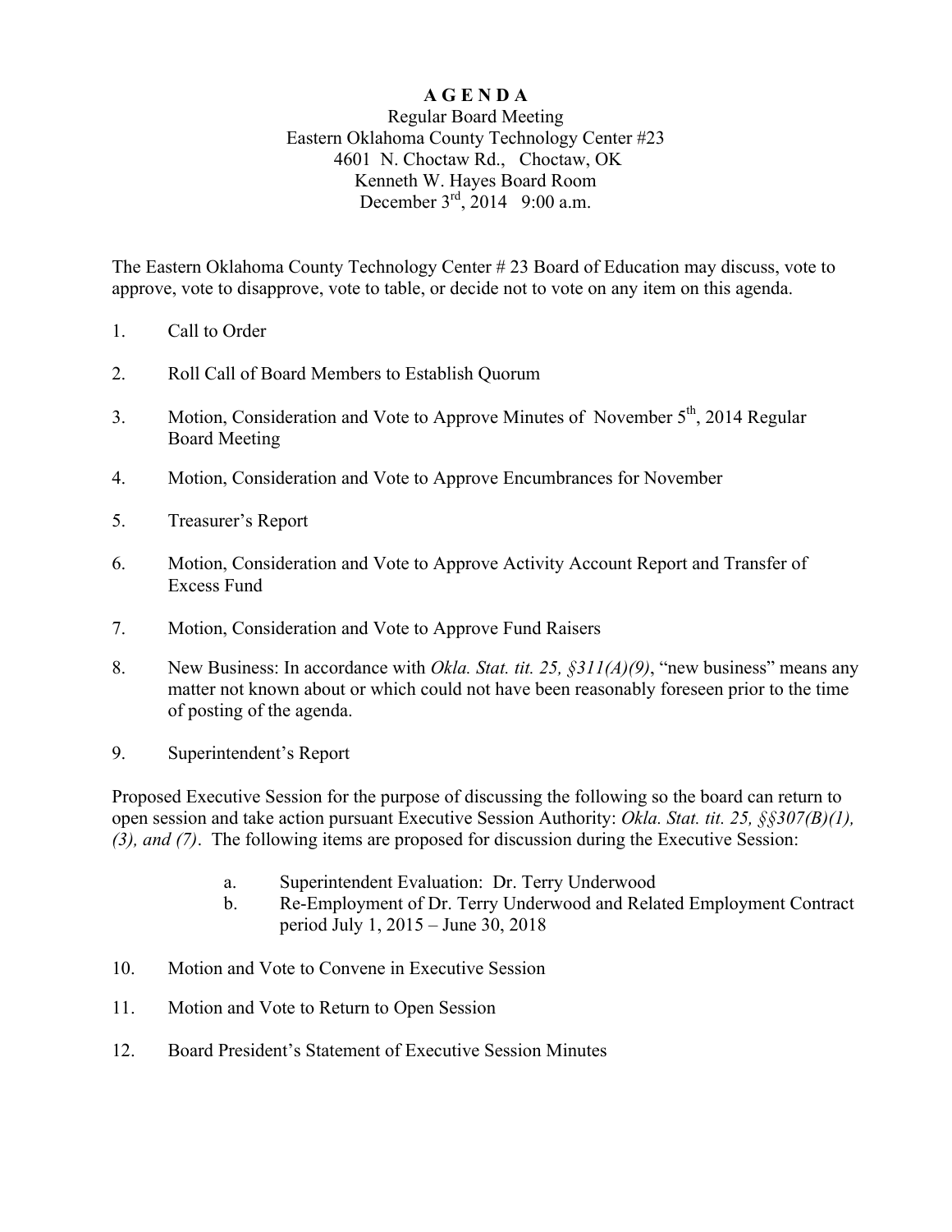# A G E N D A

Regular Board Meeting
Eastern Oklahoma County Technology Center #23
4601 N. Choctaw Rd., Choctaw, OK
Kenneth W. Hayes Board Room
December 3rd, 2014 9:00 a.m.

The Eastern Oklahoma County Technology Center # 23 Board of Education may discuss, vote to approve, vote to disapprove, vote to table, or decide not to vote on any item on this agenda.

1. Call to Order

2. Roll Call of Board Members to Establish Quorum

3. Motion, Consideration and Vote to Approve Minutes of November 5th, 2014 Regular Board Meeting

4. Motion, Consideration and Vote to Approve Encumbrances for November

5. Treasurer's Report

6. Motion, Consideration and Vote to Approve Activity Account Report and Transfer of Excess Fund

7. Motion, Consideration and Vote to Approve Fund Raisers

8. New Business: In accordance with *Okla. Stat. tit. 25, §311(A)(9)*, "new business" means any matter not known about or which could not have been reasonably foreseen prior to the time of posting of the agenda.

9. Superintendent's Report

Proposed Executive Session for the purpose of discussing the following so the board can return to open session and take action pursuant Executive Session Authority: *Okla. Stat. tit. 25, §§307(B)(1), (3), and (7)*. The following items are proposed for discussion during the Executive Session:

a. Superintendent Evaluation: Dr. Terry Underwood
b. Re-Employment of Dr. Terry Underwood and Related Employment Contract period July 1, 2015 – June 30, 2018

10. Motion and Vote to Convene in Executive Session

11. Motion and Vote to Return to Open Session

12. Board President's Statement of Executive Session Minutes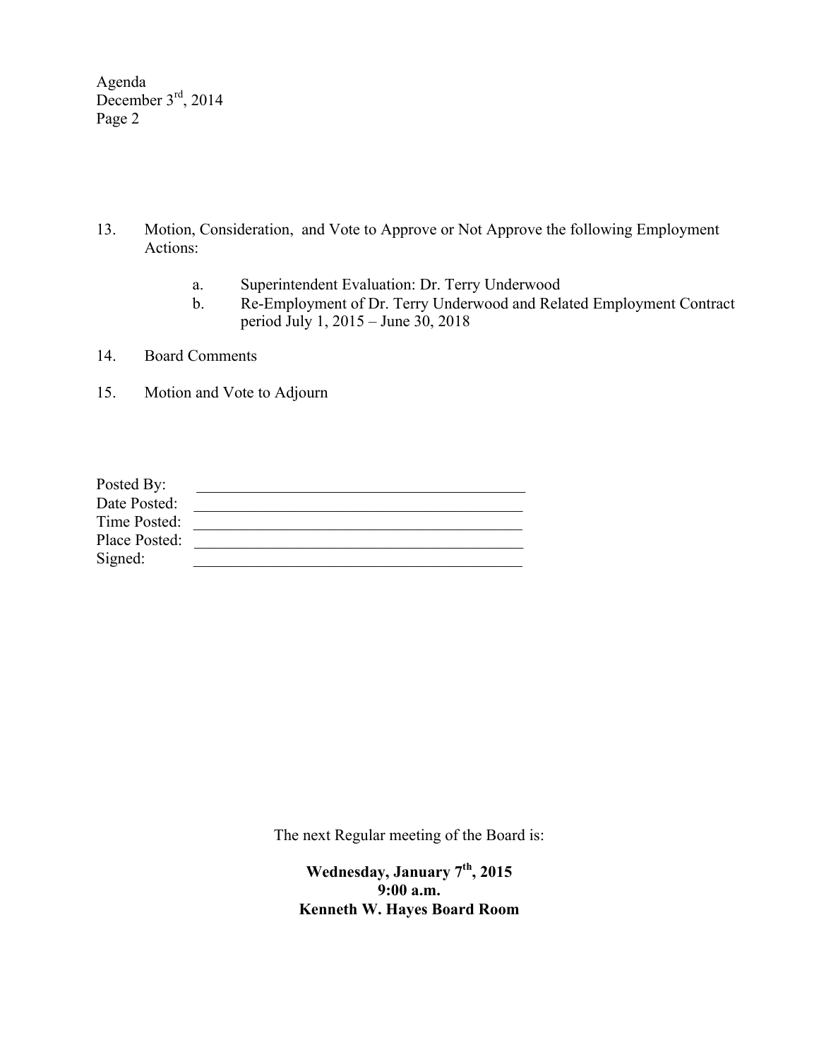13. Motion, Consideration, and Vote to Approve or Not Approve the following Employment Actions:

    a. Superintendent Evaluation: Dr. Terry Underwood
    b. Re-Employment of Dr. Terry Underwood and Related Employment Contract period July 1, 2015 – June 30, 2018

14. Board Comments

15. Motion and Vote to Adjourn

Posted By: \_\_\_\_\_\_\_\_\_\_\_\_\_\_\_\_\_\_\_\_\_\_\_\_\_\_\_\_\_\_\_\_\_\_\_\_\_\_\_\_\_\_
Date Posted: \_\_\_\_\_\_\_\_\_\_\_\_\_\_\_\_\_\_\_\_\_\_\_\_\_\_\_\_\_\_\_\_\_\_\_\_\_\_\_\_\_\_
Time Posted: \_\_\_\_\_\_\_\_\_\_\_\_\_\_\_\_\_\_\_\_\_\_\_\_\_\_\_\_\_\_\_\_\_\_\_\_\_\_\_\_\_\_
Place Posted: \_\_\_\_\_\_\_\_\_\_\_\_\_\_\_\_\_\_\_\_\_\_\_\_\_\_\_\_\_\_\_\_\_\_\_\_\_\_\_\_\_\_
Signed: \_\_\_\_\_\_\_\_\_\_\_\_\_\_\_\_\_\_\_\_\_\_\_\_\_\_\_\_\_\_\_\_\_\_\_\_\_\_\_\_\_\_

The next Regular meeting of the Board is:

**Wednesday, January 7th, 2015**
**9:00 a.m.**
**Kenneth W. Hayes Board Room**